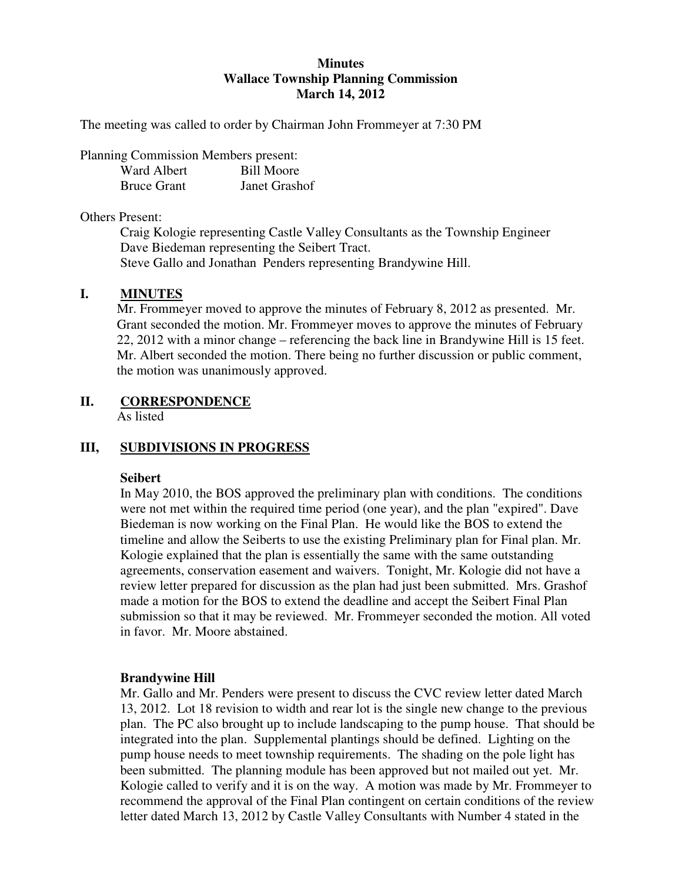**Minutes**
**Wallace Township Planning Commission**
**March 14, 2012**

The meeting was called to order by Chairman John Frommeyer at 7:30 PM

Planning Commission Members present:

| | |
|---|---|
| Ward Albert | Bill Moore |
| Bruce Grant | Janet Grashof |

Others Present:

Craig Kologie representing Castle Valley Consultants as the Township Engineer
Dave Biedeman representing the Seibert Tract.
Steve Gallo and Jonathan Penders representing Brandywine Hill.

## I. MINUTES

Mr. Frommeyer moved to approve the minutes of February 8, 2012 as presented. Mr. Grant seconded the motion. Mr. Frommeyer moves to approve the minutes of February 22, 2012 with a minor change – referencing the back line in Brandywine Hill is 15 feet. Mr. Albert seconded the motion. There being no further discussion or public comment, the motion was unanimously approved.

## II. CORRESPONDENCE

As listed

## III, SUBDIVISIONS IN PROGRESS

**Seibert**

In May 2010, the BOS approved the preliminary plan with conditions. The conditions were not met within the required time period (one year), and the plan "expired". Dave Biedeman is now working on the Final Plan. He would like the BOS to extend the timeline and allow the Seiberts to use the existing Preliminary plan for Final plan. Mr. Kologie explained that the plan is essentially the same with the same outstanding agreements, conservation easement and waivers. Tonight, Mr. Kologie did not have a review letter prepared for discussion as the plan had just been submitted. Mrs. Grashof made a motion for the BOS to extend the deadline and accept the Seibert Final Plan submission so that it may be reviewed. Mr. Frommeyer seconded the motion. All voted in favor. Mr. Moore abstained.

**Brandywine Hill**

Mr. Gallo and Mr. Penders were present to discuss the CVC review letter dated March 13, 2012. Lot 18 revision to width and rear lot is the single new change to the previous plan. The PC also brought up to include landscaping to the pump house. That should be integrated into the plan. Supplemental plantings should be defined. Lighting on the pump house needs to meet township requirements. The shading on the pole light has been submitted. The planning module has been approved but not mailed out yet. Mr. Kologie called to verify and it is on the way. A motion was made by Mr. Frommeyer to recommend the approval of the Final Plan contingent on certain conditions of the review letter dated March 13, 2012 by Castle Valley Consultants with Number 4 stated in the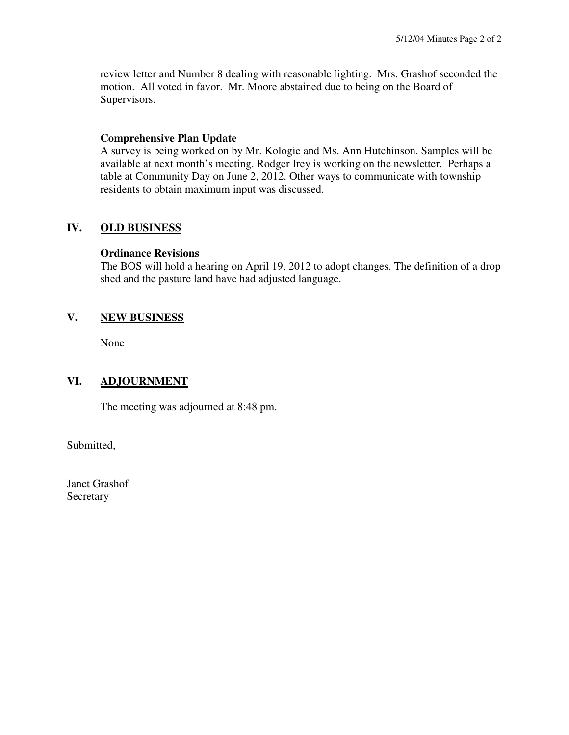review letter and Number 8 dealing with reasonable lighting. Mrs. Grashof seconded the motion. All voted in favor. Mr. Moore abstained due to being on the Board of Supervisors.

**Comprehensive Plan Update**

A survey is being worked on by Mr. Kologie and Ms. Ann Hutchinson. Samples will be available at next month's meeting. Rodger Irey is working on the newsletter. Perhaps a table at Community Day on June 2, 2012. Other ways to communicate with township residents to obtain maximum input was discussed.

## IV. OLD BUSINESS

**Ordinance Revisions**

The BOS will hold a hearing on April 19, 2012 to adopt changes. The definition of a drop shed and the pasture land have had adjusted language.

## V. NEW BUSINESS

None

## VI. ADJOURNMENT

The meeting was adjourned at 8:48 pm.

Submitted,

Janet Grashof
Secretary